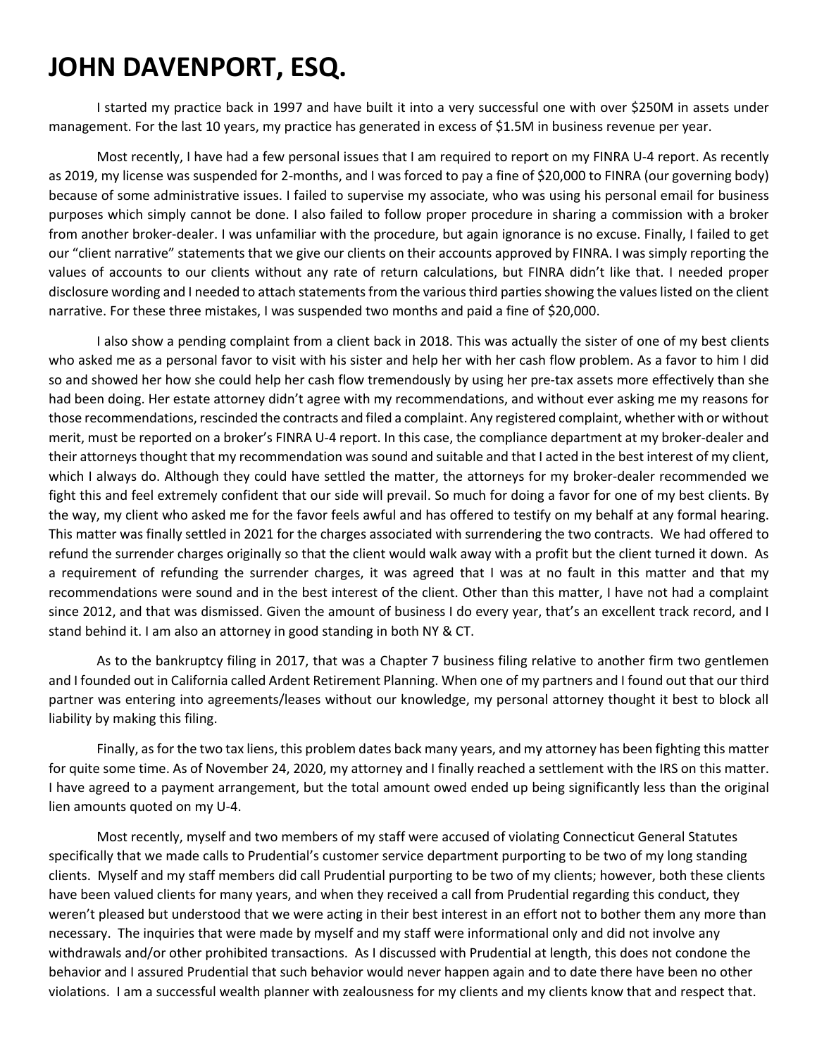# JOHN DAVENPORT, ESQ.

I started my practice back in 1997 and have built it into a very successful one with over $250M in assets under management. For the last 10 years, my practice has generated in excess of $1.5M in business revenue per year.

Most recently, I have had a few personal issues that I am required to report on my FINRA U-4 report. As recently as 2019, my license was suspended for 2-months, and I was forced to pay a fine of $20,000 to FINRA (our governing body) because of some administrative issues. I failed to supervise my associate, who was using his personal email for business purposes which simply cannot be done. I also failed to follow proper procedure in sharing a commission with a broker from another broker-dealer. I was unfamiliar with the procedure, but again ignorance is no excuse. Finally, I failed to get our "client narrative" statements that we give our clients on their accounts approved by FINRA. I was simply reporting the values of accounts to our clients without any rate of return calculations, but FINRA didn't like that. I needed proper disclosure wording and I needed to attach statements from the various third parties showing the values listed on the client narrative. For these three mistakes, I was suspended two months and paid a fine of $20,000.

I also show a pending complaint from a client back in 2018. This was actually the sister of one of my best clients who asked me as a personal favor to visit with his sister and help her with her cash flow problem. As a favor to him I did so and showed her how she could help her cash flow tremendously by using her pre-tax assets more effectively than she had been doing. Her estate attorney didn't agree with my recommendations, and without ever asking me my reasons for those recommendations, rescinded the contracts and filed a complaint. Any registered complaint, whether with or without merit, must be reported on a broker's FINRA U-4 report. In this case, the compliance department at my broker-dealer and their attorneys thought that my recommendation was sound and suitable and that I acted in the best interest of my client, which I always do. Although they could have settled the matter, the attorneys for my broker-dealer recommended we fight this and feel extremely confident that our side will prevail. So much for doing a favor for one of my best clients. By the way, my client who asked me for the favor feels awful and has offered to testify on my behalf at any formal hearing. This matter was finally settled in 2021 for the charges associated with surrendering the two contracts. We had offered to refund the surrender charges originally so that the client would walk away with a profit but the client turned it down. As a requirement of refunding the surrender charges, it was agreed that I was at no fault in this matter and that my recommendations were sound and in the best interest of the client. Other than this matter, I have not had a complaint since 2012, and that was dismissed. Given the amount of business I do every year, that's an excellent track record, and I stand behind it. I am also an attorney in good standing in both NY & CT.

As to the bankruptcy filing in 2017, that was a Chapter 7 business filing relative to another firm two gentlemen and I founded out in California called Ardent Retirement Planning. When one of my partners and I found out that our third partner was entering into agreements/leases without our knowledge, my personal attorney thought it best to block all liability by making this filing.

Finally, as for the two tax liens, this problem dates back many years, and my attorney has been fighting this matter for quite some time. As of November 24, 2020, my attorney and I finally reached a settlement with the IRS on this matter. I have agreed to a payment arrangement, but the total amount owed ended up being significantly less than the original lien amounts quoted on my U-4.

Most recently, myself and two members of my staff were accused of violating Connecticut General Statutes specifically that we made calls to Prudential's customer service department purporting to be two of my long standing clients. Myself and my staff members did call Prudential purporting to be two of my clients; however, both these clients have been valued clients for many years, and when they received a call from Prudential regarding this conduct, they weren't pleased but understood that we were acting in their best interest in an effort not to bother them any more than necessary. The inquiries that were made by myself and my staff were informational only and did not involve any withdrawals and/or other prohibited transactions. As I discussed with Prudential at length, this does not condone the behavior and I assured Prudential that such behavior would never happen again and to date there have been no other violations. I am a successful wealth planner with zealousness for my clients and my clients know that and respect that.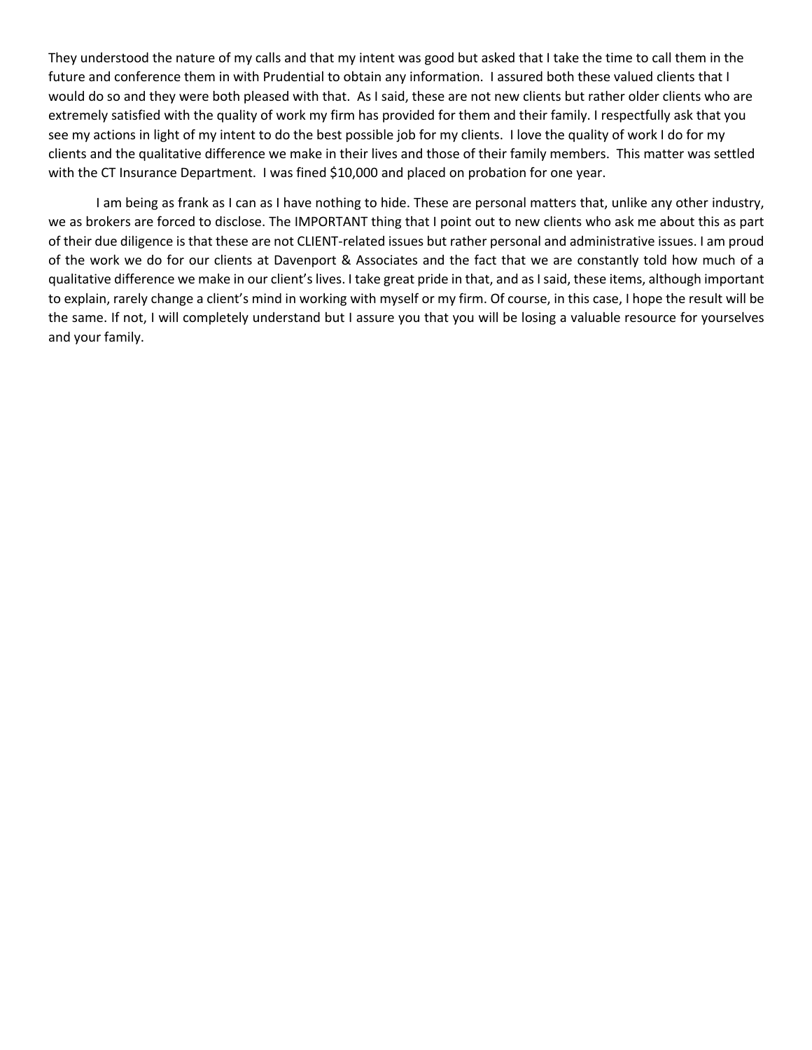They understood the nature of my calls and that my intent was good but asked that I take the time to call them in the future and conference them in with Prudential to obtain any information. I assured both these valued clients that I would do so and they were both pleased with that. As I said, these are not new clients but rather older clients who are extremely satisfied with the quality of work my firm has provided for them and their family. I respectfully ask that you see my actions in light of my intent to do the best possible job for my clients. I love the quality of work I do for my clients and the qualitative difference we make in their lives and those of their family members. This matter was settled with the CT Insurance Department. I was fined $10,000 and placed on probation for one year.

I am being as frank as I can as I have nothing to hide. These are personal matters that, unlike any other industry, we as brokers are forced to disclose. The IMPORTANT thing that I point out to new clients who ask me about this as part of their due diligence is that these are not CLIENT-related issues but rather personal and administrative issues. I am proud of the work we do for our clients at Davenport & Associates and the fact that we are constantly told how much of a qualitative difference we make in our client's lives. I take great pride in that, and as I said, these items, although important to explain, rarely change a client's mind in working with myself or my firm. Of course, in this case, I hope the result will be the same. If not, I will completely understand but I assure you that you will be losing a valuable resource for yourselves and your family.